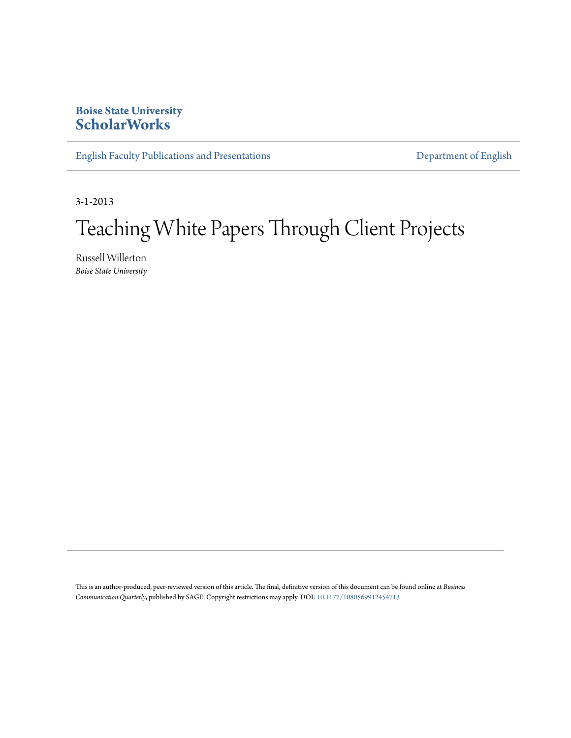**Boise State University**
# ScholarWorks

English Faculty Publications and Presentations | Department of English

3-1-2013

# Teaching White Papers Through Client Projects

Russell Willerton
*Boise State University*

---

This is an author-produced, peer-reviewed version of this article. The final, definitive version of this document can be found online at *Business Communication Quarterly*, published by SAGE. Copyright restrictions may apply. DOI: 10.1177/1080569912454713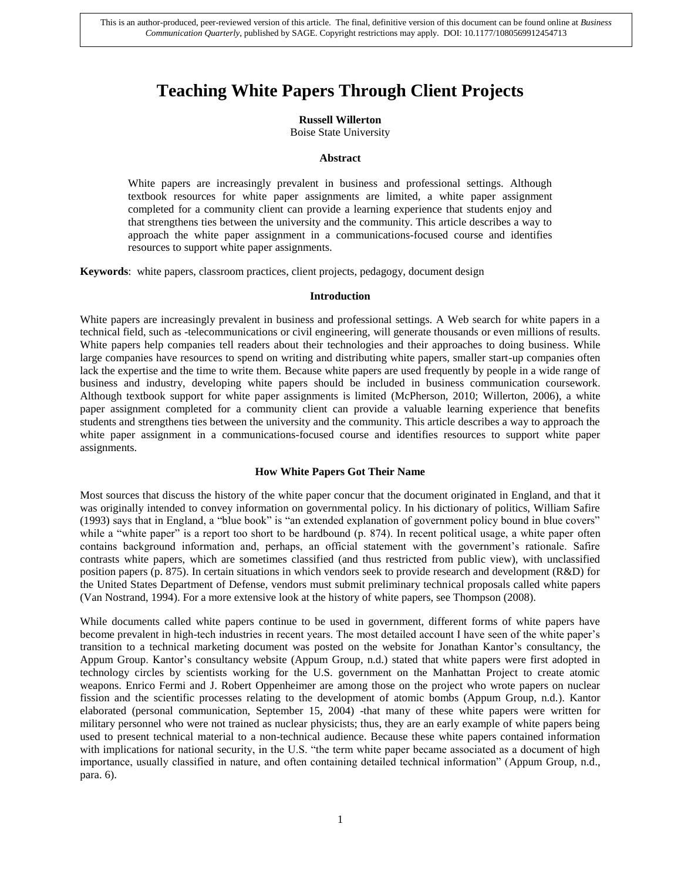This is an author-produced, peer-reviewed version of this article. The final, definitive version of this document can be found online at *Business Communication Quarterly*, published by SAGE. Copyright restrictions may apply. DOI: 10.1177/1080569912454713

# Teaching White Papers Through Client Projects

**Russell Willerton**
Boise State University

### Abstract

White papers are increasingly prevalent in business and professional settings. Although textbook resources for white paper assignments are limited, a white paper assignment completed for a community client can provide a learning experience that students enjoy and that strengthens ties between the university and the community. This article describes a way to approach the white paper assignment in a communications-focused course and identifies resources to support white paper assignments.

**Keywords**: white papers, classroom practices, client projects, pedagogy, document design

## Introduction

White papers are increasingly prevalent in business and professional settings. A Web search for white papers in a technical field, such as -telecommunications or civil engineering, will generate thousands or even millions of results. White papers help companies tell readers about their technologies and their approaches to doing business. While large companies have resources to spend on writing and distributing white papers, smaller start-up companies often lack the expertise and the time to write them. Because white papers are used frequently by people in a wide range of business and industry, developing white papers should be included in business communication coursework. Although textbook support for white paper assignments is limited (McPherson, 2010; Willerton, 2006), a white paper assignment completed for a community client can provide a valuable learning experience that benefits students and strengthens ties between the university and the community. This article describes a way to approach the white paper assignment in a communications-focused course and identifies resources to support white paper assignments.

## How White Papers Got Their Name

Most sources that discuss the history of the white paper concur that the document originated in England, and that it was originally intended to convey information on governmental policy. In his dictionary of politics, William Safire (1993) says that in England, a "blue book" is "an extended explanation of government policy bound in blue covers" while a "white paper" is a report too short to be hardbound (p. 874). In recent political usage, a white paper often contains background information and, perhaps, an official statement with the government's rationale. Safire contrasts white papers, which are sometimes classified (and thus restricted from public view), with unclassified position papers (p. 875). In certain situations in which vendors seek to provide research and development (R&D) for the United States Department of Defense, vendors must submit preliminary technical proposals called white papers (Van Nostrand, 1994). For a more extensive look at the history of white papers, see Thompson (2008).

While documents called white papers continue to be used in government, different forms of white papers have become prevalent in high-tech industries in recent years. The most detailed account I have seen of the white paper's transition to a technical marketing document was posted on the website for Jonathan Kantor's consultancy, the Appum Group. Kantor's consultancy website (Appum Group, n.d.) stated that white papers were first adopted in technology circles by scientists working for the U.S. government on the Manhattan Project to create atomic weapons. Enrico Fermi and J. Robert Oppenheimer are among those on the project who wrote papers on nuclear fission and the scientific processes relating to the development of atomic bombs (Appum Group, n.d.). Kantor elaborated (personal communication, September 15, 2004) -that many of these white papers were written for military personnel who were not trained as nuclear physicists; thus, they are an early example of white papers being used to present technical material to a non-technical audience. Because these white papers contained information with implications for national security, in the U.S. "the term white paper became associated as a document of high importance, usually classified in nature, and often containing detailed technical information" (Appum Group, n.d., para. 6).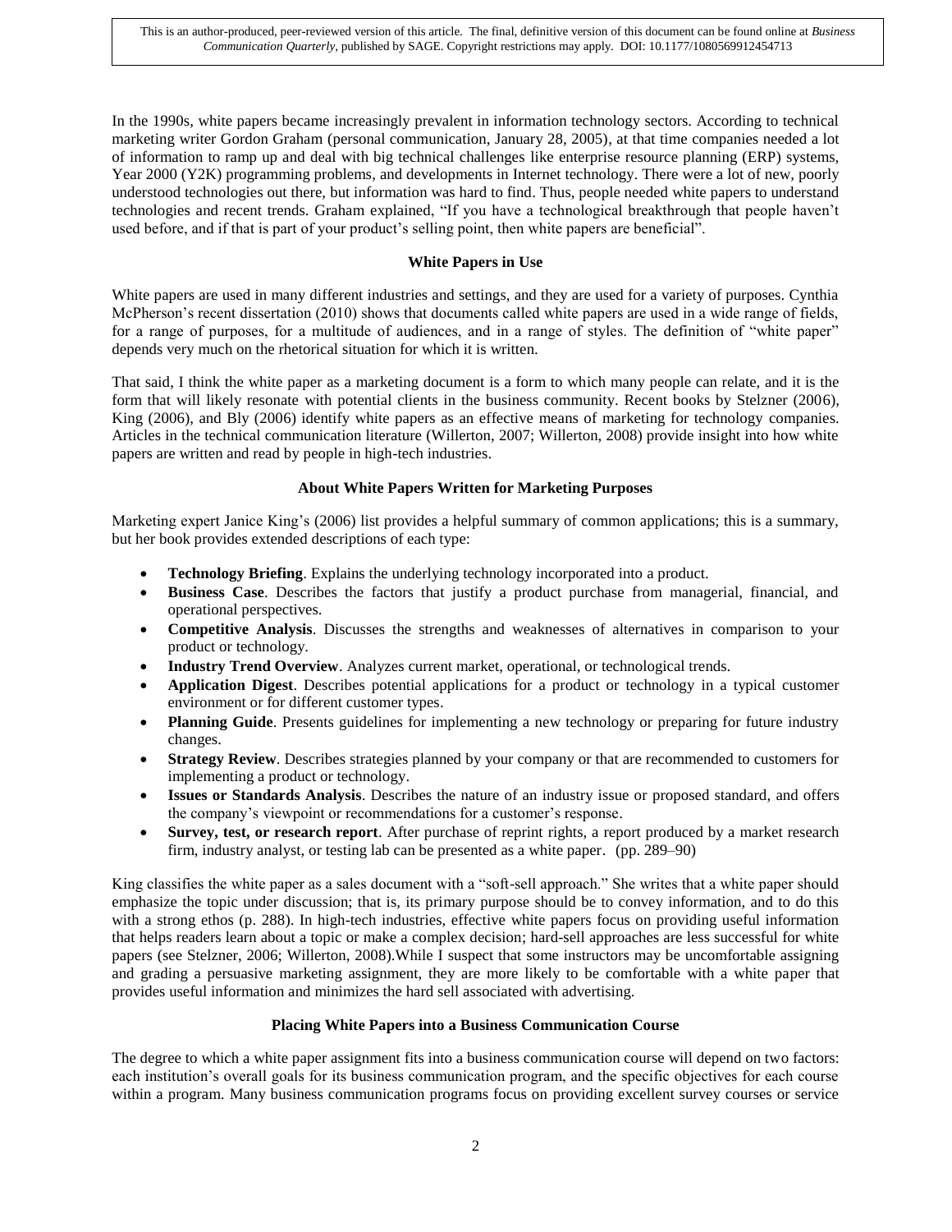In the 1990s, white papers became increasingly prevalent in information technology sectors. According to technical marketing writer Gordon Graham (personal communication, January 28, 2005), at that time companies needed a lot of information to ramp up and deal with big technical challenges like enterprise resource planning (ERP) systems, Year 2000 (Y2K) programming problems, and developments in Internet technology. There were a lot of new, poorly understood technologies out there, but information was hard to find. Thus, people needed white papers to understand technologies and recent trends. Graham explained, "If you have a technological breakthrough that people haven't used before, and if that is part of your product's selling point, then white papers are beneficial".

### White Papers in Use

White papers are used in many different industries and settings, and they are used for a variety of purposes. Cynthia McPherson's recent dissertation (2010) shows that documents called white papers are used in a wide range of fields, for a range of purposes, for a multitude of audiences, and in a range of styles. The definition of "white paper" depends very much on the rhetorical situation for which it is written.

That said, I think the white paper as a marketing document is a form to which many people can relate, and it is the form that will likely resonate with potential clients in the business community. Recent books by Stelzner (2006), King (2006), and Bly (2006) identify white papers as an effective means of marketing for technology companies. Articles in the technical communication literature (Willerton, 2007; Willerton, 2008) provide insight into how white papers are written and read by people in high-tech industries.

### About White Papers Written for Marketing Purposes

Marketing expert Janice King's (2006) list provides a helpful summary of common applications; this is a summary, but her book provides extended descriptions of each type:

- **Technology Briefing**. Explains the underlying technology incorporated into a product.
- **Business Case**. Describes the factors that justify a product purchase from managerial, financial, and operational perspectives.
- **Competitive Analysis**. Discusses the strengths and weaknesses of alternatives in comparison to your product or technology.
- **Industry Trend Overview**. Analyzes current market, operational, or technological trends.
- **Application Digest**. Describes potential applications for a product or technology in a typical customer environment or for different customer types.
- **Planning Guide**. Presents guidelines for implementing a new technology or preparing for future industry changes.
- **Strategy Review**. Describes strategies planned by your company or that are recommended to customers for implementing a product or technology.
- **Issues or Standards Analysis**. Describes the nature of an industry issue or proposed standard, and offers the company's viewpoint or recommendations for a customer's response.
- **Survey, test, or research report**. After purchase of reprint rights, a report produced by a market research firm, industry analyst, or testing lab can be presented as a white paper. (pp. 289–90)

King classifies the white paper as a sales document with a "soft-sell approach." She writes that a white paper should emphasize the topic under discussion; that is, its primary purpose should be to convey information, and to do this with a strong ethos (p. 288). In high-tech industries, effective white papers focus on providing useful information that helps readers learn about a topic or make a complex decision; hard-sell approaches are less successful for white papers (see Stelzner, 2006; Willerton, 2008).While I suspect that some instructors may be uncomfortable assigning and grading a persuasive marketing assignment, they are more likely to be comfortable with a white paper that provides useful information and minimizes the hard sell associated with advertising.

### Placing White Papers into a Business Communication Course

The degree to which a white paper assignment fits into a business communication course will depend on two factors: each institution's overall goals for its business communication program, and the specific objectives for each course within a program. Many business communication programs focus on providing excellent survey courses or service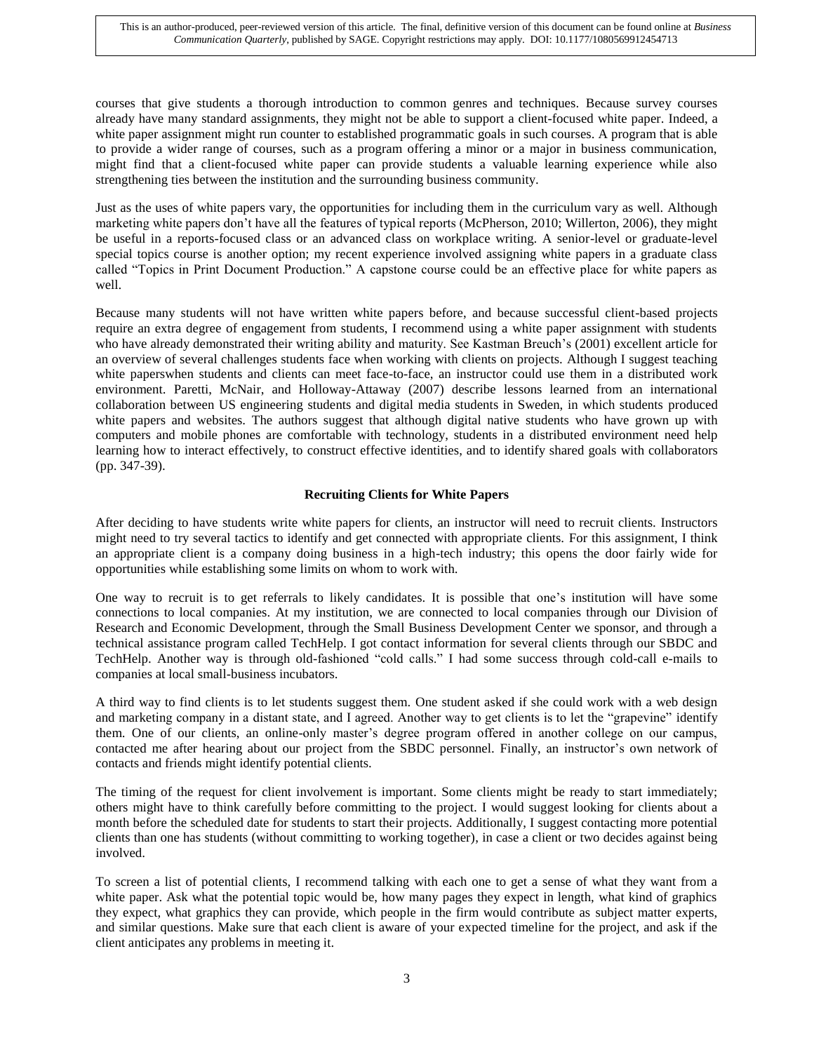courses that give students a thorough introduction to common genres and techniques. Because survey courses already have many standard assignments, they might not be able to support a client-focused white paper. Indeed, a white paper assignment might run counter to established programmatic goals in such courses. A program that is able to provide a wider range of courses, such as a program offering a minor or a major in business communication, might find that a client-focused white paper can provide students a valuable learning experience while also strengthening ties between the institution and the surrounding business community.

Just as the uses of white papers vary, the opportunities for including them in the curriculum vary as well. Although marketing white papers don't have all the features of typical reports (McPherson, 2010; Willerton, 2006), they might be useful in a reports-focused class or an advanced class on workplace writing. A senior-level or graduate-level special topics course is another option; my recent experience involved assigning white papers in a graduate class called "Topics in Print Document Production." A capstone course could be an effective place for white papers as well.

Because many students will not have written white papers before, and because successful client-based projects require an extra degree of engagement from students, I recommend using a white paper assignment with students who have already demonstrated their writing ability and maturity. See Kastman Breuch's (2001) excellent article for an overview of several challenges students face when working with clients on projects. Although I suggest teaching white paperswhen students and clients can meet face-to-face, an instructor could use them in a distributed work environment. Paretti, McNair, and Holloway-Attaway (2007) describe lessons learned from an international collaboration between US engineering students and digital media students in Sweden, in which students produced white papers and websites. The authors suggest that although digital native students who have grown up with computers and mobile phones are comfortable with technology, students in a distributed environment need help learning how to interact effectively, to construct effective identities, and to identify shared goals with collaborators (pp. 347-39).

## Recruiting Clients for White Papers

After deciding to have students write white papers for clients, an instructor will need to recruit clients. Instructors might need to try several tactics to identify and get connected with appropriate clients. For this assignment, I think an appropriate client is a company doing business in a high-tech industry; this opens the door fairly wide for opportunities while establishing some limits on whom to work with.

One way to recruit is to get referrals to likely candidates. It is possible that one's institution will have some connections to local companies. At my institution, we are connected to local companies through our Division of Research and Economic Development, through the Small Business Development Center we sponsor, and through a technical assistance program called TechHelp. I got contact information for several clients through our SBDC and TechHelp. Another way is through old-fashioned "cold calls." I had some success through cold-call e-mails to companies at local small-business incubators.

A third way to find clients is to let students suggest them. One student asked if she could work with a web design and marketing company in a distant state, and I agreed. Another way to get clients is to let the "grapevine" identify them. One of our clients, an online-only master's degree program offered in another college on our campus, contacted me after hearing about our project from the SBDC personnel. Finally, an instructor's own network of contacts and friends might identify potential clients.

The timing of the request for client involvement is important. Some clients might be ready to start immediately; others might have to think carefully before committing to the project. I would suggest looking for clients about a month before the scheduled date for students to start their projects. Additionally, I suggest contacting more potential clients than one has students (without committing to working together), in case a client or two decides against being involved.

To screen a list of potential clients, I recommend talking with each one to get a sense of what they want from a white paper. Ask what the potential topic would be, how many pages they expect in length, what kind of graphics they expect, what graphics they can provide, which people in the firm would contribute as subject matter experts, and similar questions. Make sure that each client is aware of your expected timeline for the project, and ask if the client anticipates any problems in meeting it.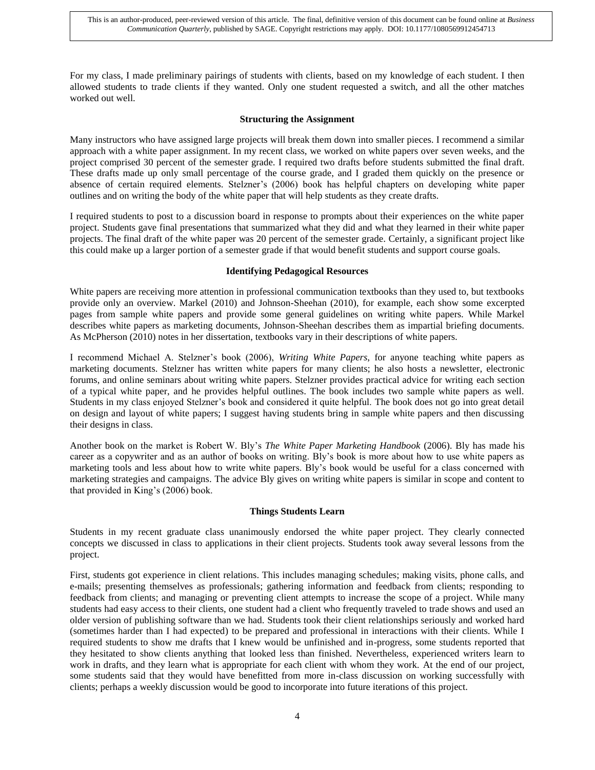For my class, I made preliminary pairings of students with clients, based on my knowledge of each student. I then allowed students to trade clients if they wanted. Only one student requested a switch, and all the other matches worked out well.

### Structuring the Assignment

Many instructors who have assigned large projects will break them down into smaller pieces. I recommend a similar approach with a white paper assignment. In my recent class, we worked on white papers over seven weeks, and the project comprised 30 percent of the semester grade. I required two drafts before students submitted the final draft. These drafts made up only small percentage of the course grade, and I graded them quickly on the presence or absence of certain required elements. Stelzner's (2006) book has helpful chapters on developing white paper outlines and on writing the body of the white paper that will help students as they create drafts.

I required students to post to a discussion board in response to prompts about their experiences on the white paper project. Students gave final presentations that summarized what they did and what they learned in their white paper projects. The final draft of the white paper was 20 percent of the semester grade. Certainly, a significant project like this could make up a larger portion of a semester grade if that would benefit students and support course goals.

### Identifying Pedagogical Resources

White papers are receiving more attention in professional communication textbooks than they used to, but textbooks provide only an overview. Markel (2010) and Johnson-Sheehan (2010), for example, each show some excerpted pages from sample white papers and provide some general guidelines on writing white papers. While Markel describes white papers as marketing documents, Johnson-Sheehan describes them as impartial briefing documents. As McPherson (2010) notes in her dissertation, textbooks vary in their descriptions of white papers.

I recommend Michael A. Stelzner's book (2006), *Writing White Papers*, for anyone teaching white papers as marketing documents. Stelzner has written white papers for many clients; he also hosts a newsletter, electronic forums, and online seminars about writing white papers. Stelzner provides practical advice for writing each section of a typical white paper, and he provides helpful outlines. The book includes two sample white papers as well. Students in my class enjoyed Stelzner's book and considered it quite helpful. The book does not go into great detail on design and layout of white papers; I suggest having students bring in sample white papers and then discussing their designs in class.

Another book on the market is Robert W. Bly's *The White Paper Marketing Handbook* (2006). Bly has made his career as a copywriter and as an author of books on writing. Bly's book is more about how to use white papers as marketing tools and less about how to write white papers. Bly's book would be useful for a class concerned with marketing strategies and campaigns. The advice Bly gives on writing white papers is similar in scope and content to that provided in King's (2006) book.

### Things Students Learn

Students in my recent graduate class unanimously endorsed the white paper project. They clearly connected concepts we discussed in class to applications in their client projects. Students took away several lessons from the project.

First, students got experience in client relations. This includes managing schedules; making visits, phone calls, and e-mails; presenting themselves as professionals; gathering information and feedback from clients; responding to feedback from clients; and managing or preventing client attempts to increase the scope of a project. While many students had easy access to their clients, one student had a client who frequently traveled to trade shows and used an older version of publishing software than we had. Students took their client relationships seriously and worked hard (sometimes harder than I had expected) to be prepared and professional in interactions with their clients. While I required students to show me drafts that I knew would be unfinished and in-progress, some students reported that they hesitated to show clients anything that looked less than finished. Nevertheless, experienced writers learn to work in drafts, and they learn what is appropriate for each client with whom they work. At the end of our project, some students said that they would have benefitted from more in-class discussion on working successfully with clients; perhaps a weekly discussion would be good to incorporate into future iterations of this project.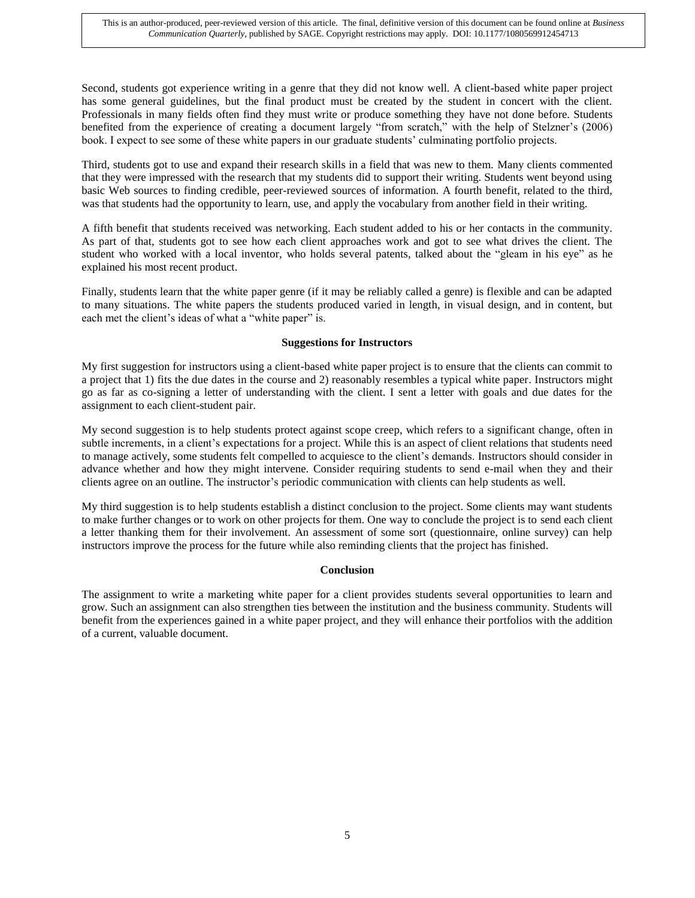Second, students got experience writing in a genre that they did not know well. A client-based white paper project has some general guidelines, but the final product must be created by the student in concert with the client. Professionals in many fields often find they must write or produce something they have not done before. Students benefited from the experience of creating a document largely "from scratch," with the help of Stelzner's (2006) book. I expect to see some of these white papers in our graduate students' culminating portfolio projects.

Third, students got to use and expand their research skills in a field that was new to them. Many clients commented that they were impressed with the research that my students did to support their writing. Students went beyond using basic Web sources to finding credible, peer-reviewed sources of information. A fourth benefit, related to the third, was that students had the opportunity to learn, use, and apply the vocabulary from another field in their writing.

A fifth benefit that students received was networking. Each student added to his or her contacts in the community. As part of that, students got to see how each client approaches work and got to see what drives the client. The student who worked with a local inventor, who holds several patents, talked about the "gleam in his eye" as he explained his most recent product.

Finally, students learn that the white paper genre (if it may be reliably called a genre) is flexible and can be adapted to many situations. The white papers the students produced varied in length, in visual design, and in content, but each met the client's ideas of what a "white paper" is.

## Suggestions for Instructors

My first suggestion for instructors using a client-based white paper project is to ensure that the clients can commit to a project that 1) fits the due dates in the course and 2) reasonably resembles a typical white paper. Instructors might go as far as co-signing a letter of understanding with the client. I sent a letter with goals and due dates for the assignment to each client-student pair.

My second suggestion is to help students protect against scope creep, which refers to a significant change, often in subtle increments, in a client's expectations for a project. While this is an aspect of client relations that students need to manage actively, some students felt compelled to acquiesce to the client's demands. Instructors should consider in advance whether and how they might intervene. Consider requiring students to send e-mail when they and their clients agree on an outline. The instructor's periodic communication with clients can help students as well.

My third suggestion is to help students establish a distinct conclusion to the project. Some clients may want students to make further changes or to work on other projects for them. One way to conclude the project is to send each client a letter thanking them for their involvement. An assessment of some sort (questionnaire, online survey) can help instructors improve the process for the future while also reminding clients that the project has finished.

## Conclusion

The assignment to write a marketing white paper for a client provides students several opportunities to learn and grow. Such an assignment can also strengthen ties between the institution and the business community. Students will benefit from the experiences gained in a white paper project, and they will enhance their portfolios with the addition of a current, valuable document.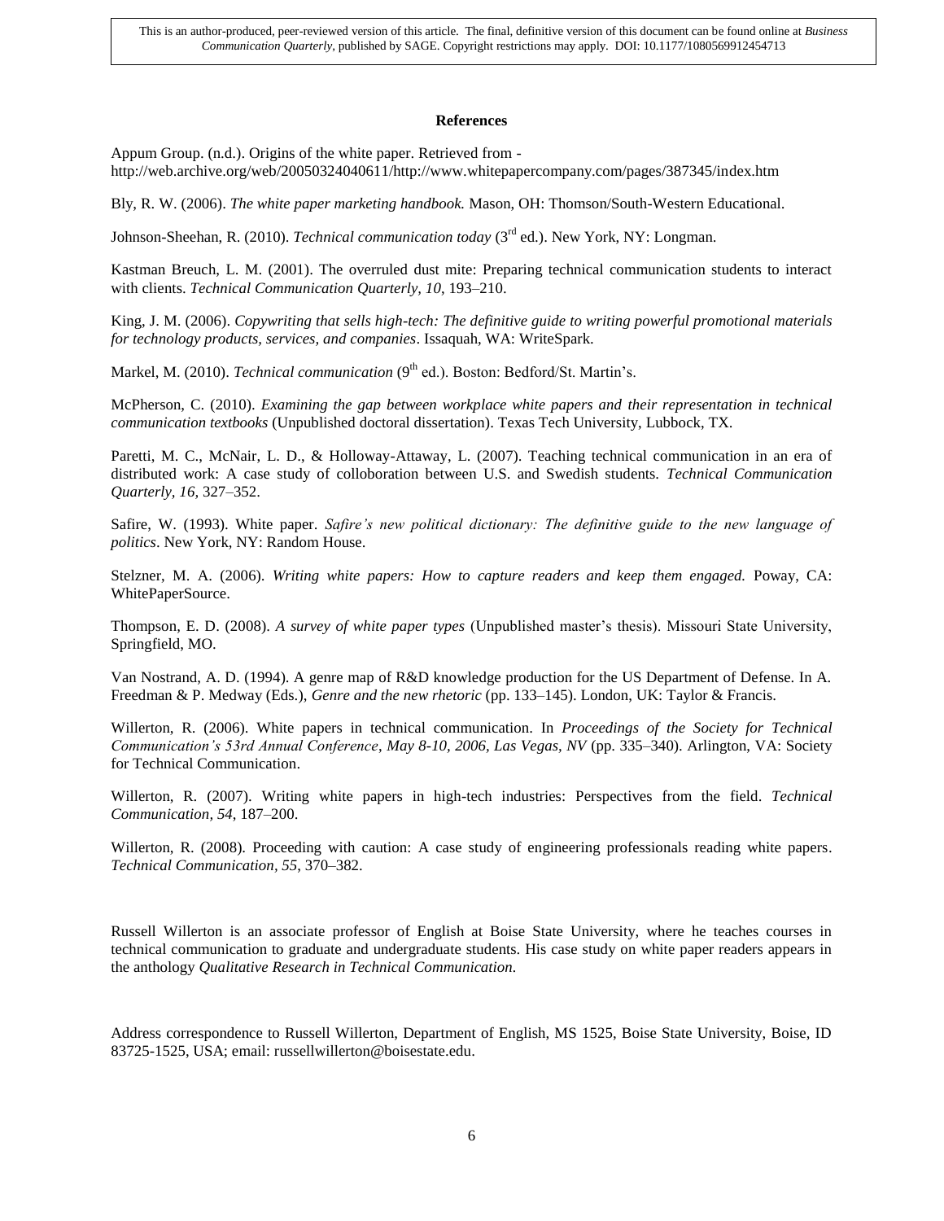## References

Appum Group. (n.d.). Origins of the white paper. Retrieved from - http://web.archive.org/web/20050324040611/http://www.whitepapercompany.com/pages/387345/index.htm

Bly, R. W. (2006). *The white paper marketing handbook.* Mason, OH: Thomson/South-Western Educational.

Johnson-Sheehan, R. (2010). *Technical communication today* (3rd ed.). New York, NY: Longman.

Kastman Breuch, L. M. (2001). The overruled dust mite: Preparing technical communication students to interact with clients. *Technical Communication Quarterly, 10*, 193–210.

King, J. M. (2006). *Copywriting that sells high-tech: The definitive guide to writing powerful promotional materials for technology products, services, and companies*. Issaquah, WA: WriteSpark.

Markel, M. (2010). *Technical communication* (9th ed.). Boston: Bedford/St. Martin's.

McPherson, C. (2010). *Examining the gap between workplace white papers and their representation in technical communication textbooks* (Unpublished doctoral dissertation). Texas Tech University, Lubbock, TX.

Paretti, M. C., McNair, L. D., & Holloway-Attaway, L. (2007). Teaching technical communication in an era of distributed work: A case study of colloboration between U.S. and Swedish students. *Technical Communication Quarterly, 16,* 327–352.

Safire, W. (1993). White paper. *Safire's new political dictionary: The definitive guide to the new language of politics*. New York, NY: Random House.

Stelzner, M. A. (2006). *Writing white papers: How to capture readers and keep them engaged.* Poway, CA: WhitePaperSource.

Thompson, E. D. (2008). *A survey of white paper types* (Unpublished master's thesis). Missouri State University, Springfield, MO.

Van Nostrand, A. D. (1994). A genre map of R&D knowledge production for the US Department of Defense. In A. Freedman & P. Medway (Eds.), *Genre and the new rhetoric* (pp. 133–145). London, UK: Taylor & Francis.

Willerton, R. (2006). White papers in technical communication. In *Proceedings of the Society for Technical Communication's 53rd Annual Conference, May 8-10, 2006, Las Vegas, NV* (pp. 335–340). Arlington, VA: Society for Technical Communication.

Willerton, R. (2007). Writing white papers in high-tech industries: Perspectives from the field. *Technical Communication, 54*, 187–200.

Willerton, R. (2008). Proceeding with caution: A case study of engineering professionals reading white papers. *Technical Communication, 55*, 370–382.

Russell Willerton is an associate professor of English at Boise State University, where he teaches courses in technical communication to graduate and undergraduate students. His case study on white paper readers appears in the anthology *Qualitative Research in Technical Communication.*

Address correspondence to Russell Willerton, Department of English, MS 1525, Boise State University, Boise, ID 83725-1525, USA; email: russellwillerton@boisestate.edu.